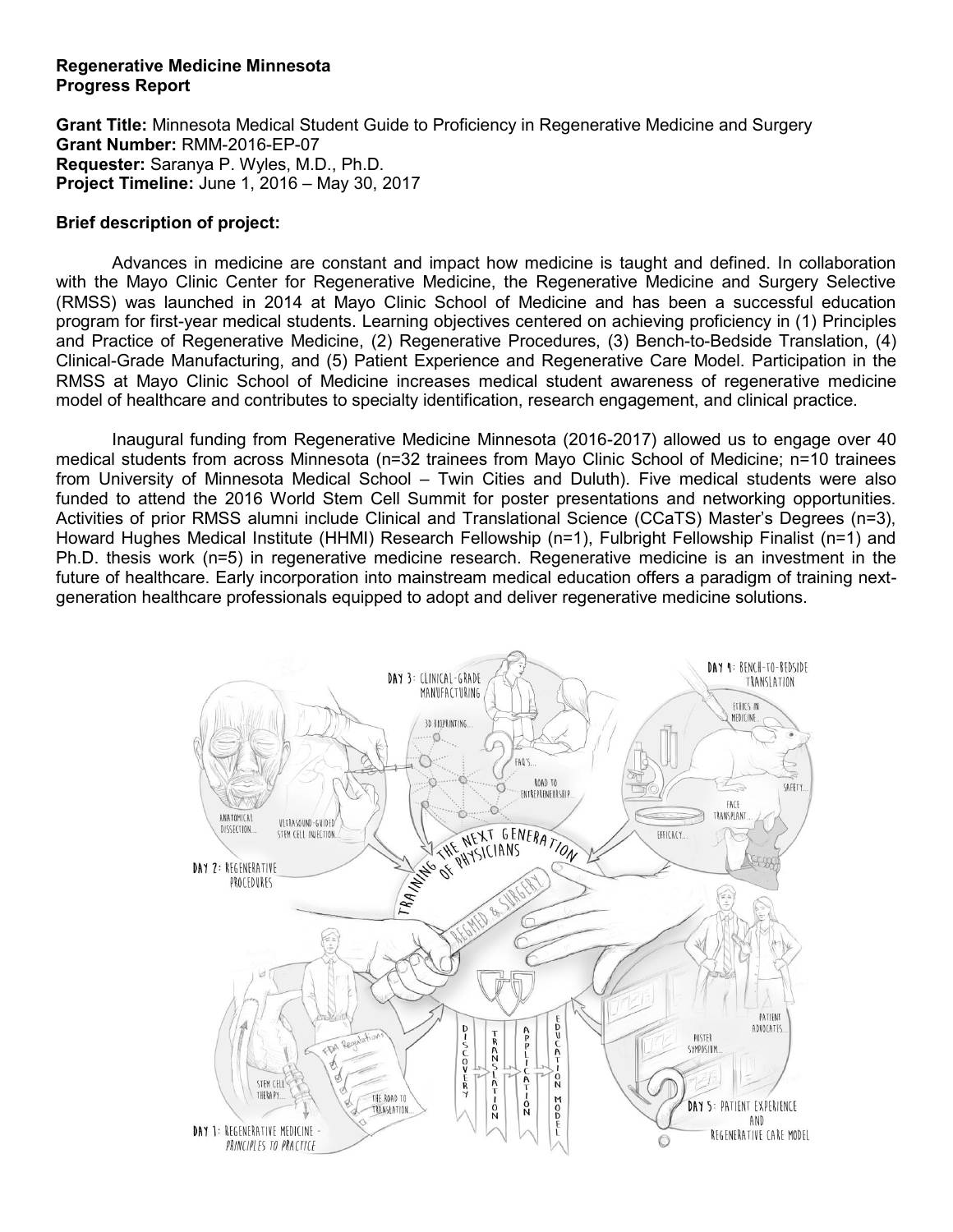**Regenerative Medicine Minnesota**
**Progress Report**

**Grant Title:** Minnesota Medical Student Guide to Proficiency in Regenerative Medicine and Surgery
**Grant Number:** RMM-2016-EP-07
**Requester:** Saranya P. Wyles, M.D., Ph.D.
**Project Timeline:** June 1, 2016 – May 30, 2017

**Brief description of project:**

Advances in medicine are constant and impact how medicine is taught and defined. In collaboration with the Mayo Clinic Center for Regenerative Medicine, the Regenerative Medicine and Surgery Selective (RMSS) was launched in 2014 at Mayo Clinic School of Medicine and has been a successful education program for first-year medical students. Learning objectives centered on achieving proficiency in (1) Principles and Practice of Regenerative Medicine, (2) Regenerative Procedures, (3) Bench-to-Bedside Translation, (4) Clinical-Grade Manufacturing, and (5) Patient Experience and Regenerative Care Model. Participation in the RMSS at Mayo Clinic School of Medicine increases medical student awareness of regenerative medicine model of healthcare and contributes to specialty identification, research engagement, and clinical practice.

Inaugural funding from Regenerative Medicine Minnesota (2016-2017) allowed us to engage over 40 medical students from across Minnesota (n=32 trainees from Mayo Clinic School of Medicine; n=10 trainees from University of Minnesota Medical School – Twin Cities and Duluth). Five medical students were also funded to attend the 2016 World Stem Cell Summit for poster presentations and networking opportunities. Activities of prior RMSS alumni include Clinical and Translational Science (CCaTS) Master's Degrees (n=3), Howard Hughes Medical Institute (HHMI) Research Fellowship (n=1), Fulbright Fellowship Finalist (n=1) and Ph.D. thesis work (n=5) in regenerative medicine research. Regenerative medicine is an investment in the future of healthcare. Early incorporation into mainstream medical education offers a paradigm of training next-generation healthcare professionals equipped to adopt and deliver regenerative medicine solutions.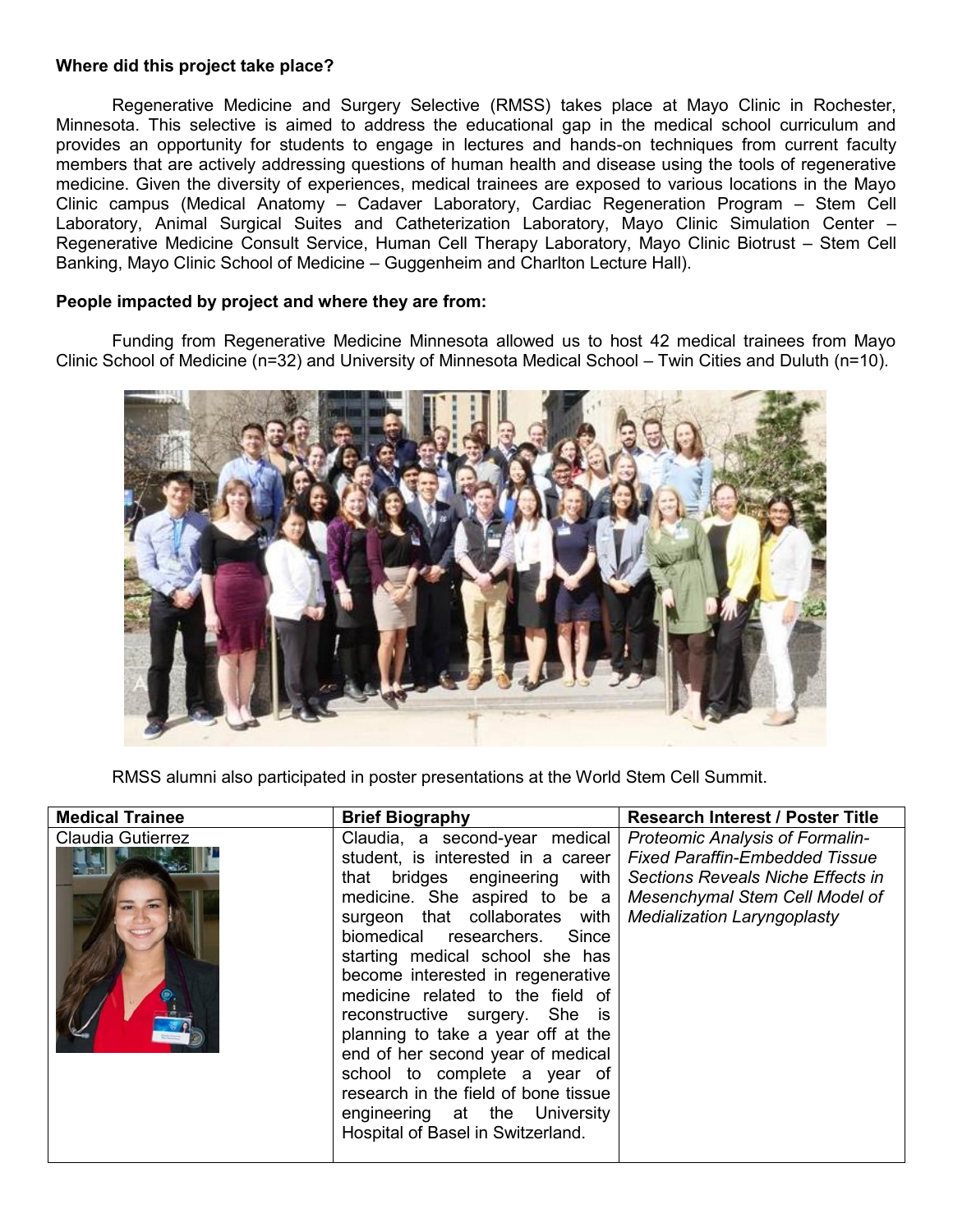**Where did this project take place?**

Regenerative Medicine and Surgery Selective (RMSS) takes place at Mayo Clinic in Rochester, Minnesota. This selective is aimed to address the educational gap in the medical school curriculum and provides an opportunity for students to engage in lectures and hands-on techniques from current faculty members that are actively addressing questions of human health and disease using the tools of regenerative medicine. Given the diversity of experiences, medical trainees are exposed to various locations in the Mayo Clinic campus (Medical Anatomy – Cadaver Laboratory, Cardiac Regeneration Program – Stem Cell Laboratory, Animal Surgical Suites and Catheterization Laboratory, Mayo Clinic Simulation Center – Regenerative Medicine Consult Service, Human Cell Therapy Laboratory, Mayo Clinic Biotrust – Stem Cell Banking, Mayo Clinic School of Medicine – Guggenheim and Charlton Lecture Hall).

**People impacted by project and where they are from:**

Funding from Regenerative Medicine Minnesota allowed us to host 42 medical trainees from Mayo Clinic School of Medicine (n=32) and University of Minnesota Medical School – Twin Cities and Duluth (n=10).

RMSS alumni also participated in poster presentations at the World Stem Cell Summit.

| Medical Trainee | Brief Biography | Research Interest / Poster Title |
|---|---|---|
| Claudia Gutierrez | Claudia, a second-year medical student, is interested in a career that bridges engineering with medicine. She aspired to be a surgeon that collaborates with biomedical researchers. Since starting medical school she has become interested in regenerative medicine related to the field of reconstructive surgery. She is planning to take a year off at the end of her second year of medical school to complete a year of research in the field of bone tissue engineering at the University Hospital of Basel in Switzerland. | *Proteomic Analysis of Formalin-Fixed Paraffin-Embedded Tissue Sections Reveals Niche Effects in Mesenchymal Stem Cell Model of Medialization Laryngoplasty* |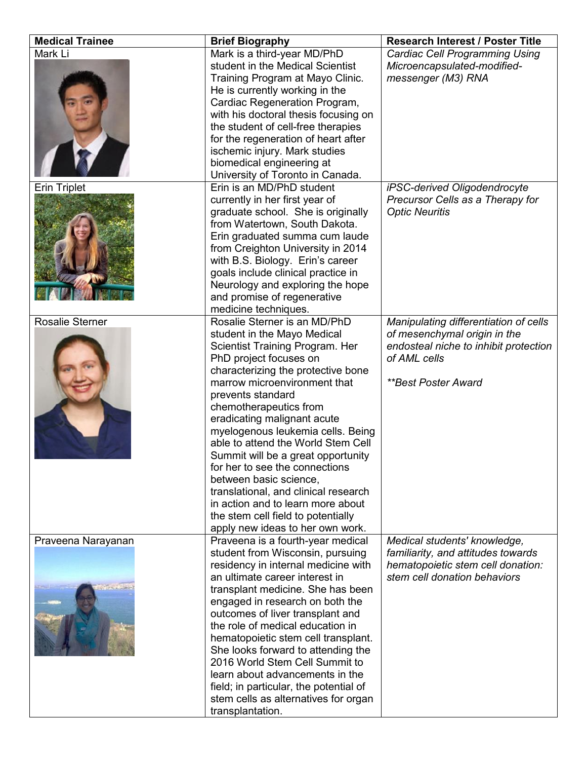| Medical Trainee | Brief Biography | Research Interest / Poster Title |
| --- | --- | --- |
| Mark Li | Mark is a third-year MD/PhD student in the Medical Scientist Training Program at Mayo Clinic. He is currently working in the Cardiac Regeneration Program, with his doctoral thesis focusing on the student of cell-free therapies for the regeneration of heart after ischemic injury. Mark studies biomedical engineering at University of Toronto in Canada. | *Cardiac Cell Programming Using Microencapsulated-modified-messenger (M3) RNA* |
| Erin Triplet | Erin is an MD/PhD student currently in her first year of graduate school. She is originally from Watertown, South Dakota. Erin graduated summa cum laude from Creighton University in 2014 with B.S. Biology. Erin's career goals include clinical practice in Neurology and exploring the hope and promise of regenerative medicine techniques. | *iPSC-derived Oligodendrocyte Precursor Cells as a Therapy for Optic Neuritis* |
| Rosalie Sterner | Rosalie Sterner is an MD/PhD student in the Mayo Medical Scientist Training Program. Her PhD project focuses on characterizing the protective bone marrow microenvironment that prevents standard chemotherapeutics from eradicating malignant acute myelogenous leukemia cells. Being able to attend the World Stem Cell Summit will be a great opportunity for her to see the connections between basic science, translational, and clinical research in action and to learn more about the stem cell field to potentially apply new ideas to her own work. | *Manipulating differentiation of cells of mesenchymal origin in the endosteal niche to inhibit protection of AML cells* <br><br> *\*\*Best Poster Award* |
| Praveena Narayanan | Praveena is a fourth-year medical student from Wisconsin, pursuing residency in internal medicine with an ultimate career interest in transplant medicine. She has been engaged in research on both the outcomes of liver transplant and the role of medical education in hematopoietic stem cell transplant. She looks forward to attending the 2016 World Stem Cell Summit to learn about advancements in the field; in particular, the potential of stem cells as alternatives for organ transplantation. | *Medical students' knowledge, familiarity, and attitudes towards hematopoietic stem cell donation: stem cell donation behaviors* |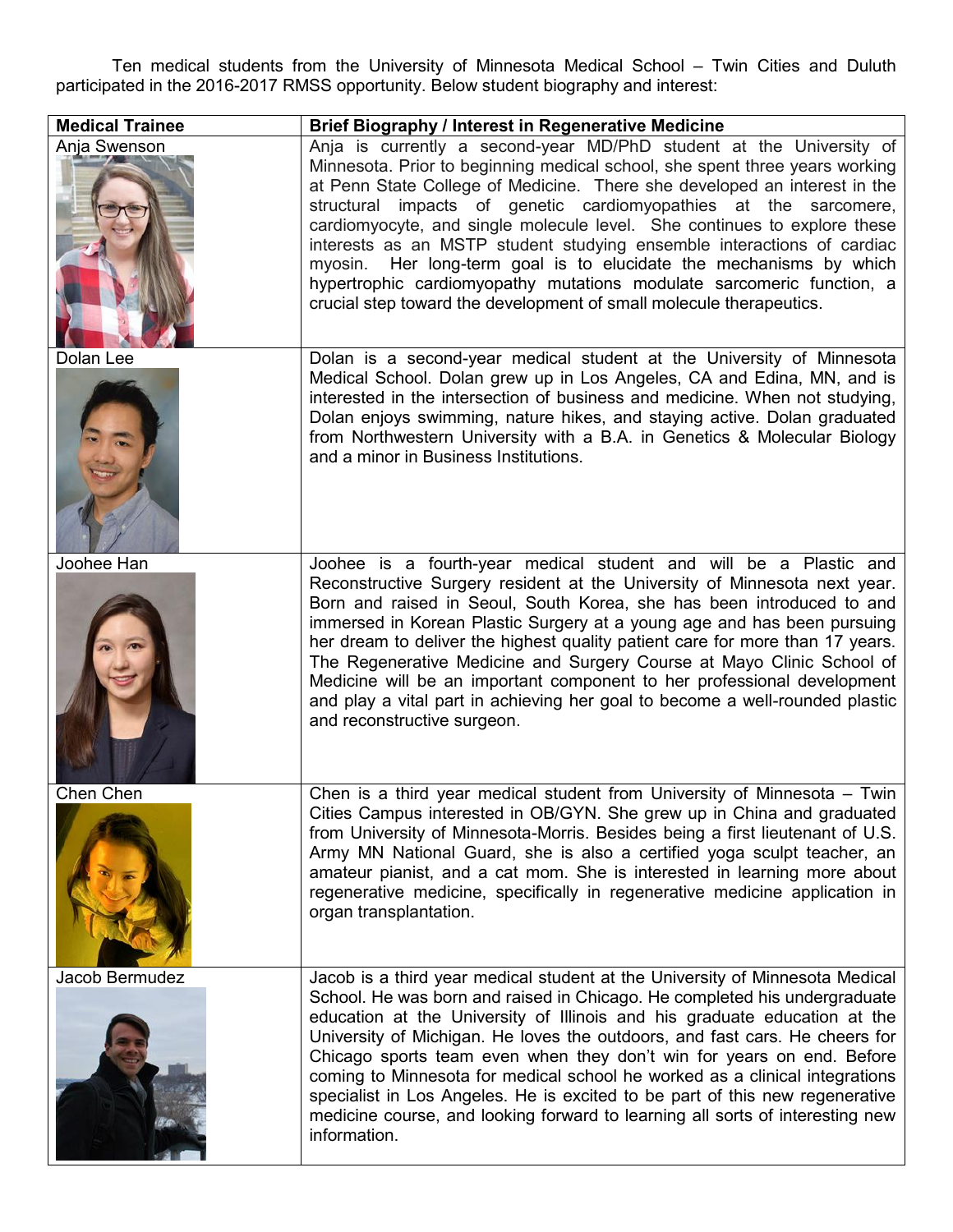Ten medical students from the University of Minnesota Medical School – Twin Cities and Duluth participated in the 2016-2017 RMSS opportunity. Below student biography and interest:

| Medical Trainee | Brief Biography / Interest in Regenerative Medicine |
|---|---|
| Anja Swenson | Anja is currently a second-year MD/PhD student at the University of Minnesota. Prior to beginning medical school, she spent three years working at Penn State College of Medicine. There she developed an interest in the structural impacts of genetic cardiomyopathies at the sarcomere, cardiomyocyte, and single molecule level. She continues to explore these interests as an MSTP student studying ensemble interactions of cardiac myosin. Her long-term goal is to elucidate the mechanisms by which hypertrophic cardiomyopathy mutations modulate sarcomeric function, a crucial step toward the development of small molecule therapeutics. |
| Dolan Lee | Dolan is a second-year medical student at the University of Minnesota Medical School. Dolan grew up in Los Angeles, CA and Edina, MN, and is interested in the intersection of business and medicine. When not studying, Dolan enjoys swimming, nature hikes, and staying active. Dolan graduated from Northwestern University with a B.A. in Genetics & Molecular Biology and a minor in Business Institutions. |
| Joohee Han | Joohee is a fourth-year medical student and will be a Plastic and Reconstructive Surgery resident at the University of Minnesota next year. Born and raised in Seoul, South Korea, she has been introduced to and immersed in Korean Plastic Surgery at a young age and has been pursuing her dream to deliver the highest quality patient care for more than 17 years. The Regenerative Medicine and Surgery Course at Mayo Clinic School of Medicine will be an important component to her professional development and play a vital part in achieving her goal to become a well-rounded plastic and reconstructive surgeon. |
| Chen Chen | Chen is a third year medical student from University of Minnesota – Twin Cities Campus interested in OB/GYN. She grew up in China and graduated from University of Minnesota-Morris. Besides being a first lieutenant of U.S. Army MN National Guard, she is also a certified yoga sculpt teacher, an amateur pianist, and a cat mom. She is interested in learning more about regenerative medicine, specifically in regenerative medicine application in organ transplantation. |
| Jacob Bermudez | Jacob is a third year medical student at the University of Minnesota Medical School. He was born and raised in Chicago. He completed his undergraduate education at the University of Illinois and his graduate education at the University of Michigan. He loves the outdoors, and fast cars. He cheers for Chicago sports team even when they don't win for years on end. Before coming to Minnesota for medical school he worked as a clinical integrations specialist in Los Angeles. He is excited to be part of this new regenerative medicine course, and looking forward to learning all sorts of interesting new information. |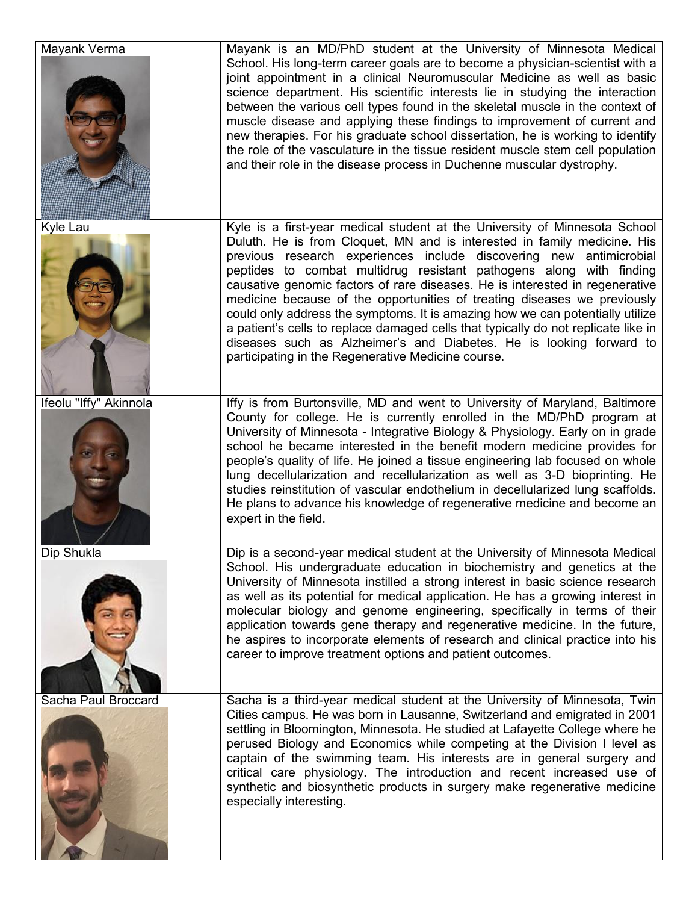| | |
|---|---|
| Mayank Verma | Mayank is an MD/PhD student at the University of Minnesota Medical School. His long-term career goals are to become a physician-scientist with a joint appointment in a clinical Neuromuscular Medicine as well as basic science department. His scientific interests lie in studying the interaction between the various cell types found in the skeletal muscle in the context of muscle disease and applying these findings to improvement of current and new therapies. For his graduate school dissertation, he is working to identify the role of the vasculature in the tissue resident muscle stem cell population and their role in the disease process in Duchenne muscular dystrophy. |
| Kyle Lau | Kyle is a first-year medical student at the University of Minnesota School Duluth. He is from Cloquet, MN and is interested in family medicine. His previous research experiences include discovering new antimicrobial peptides to combat multidrug resistant pathogens along with finding causative genomic factors of rare diseases. He is interested in regenerative medicine because of the opportunities of treating diseases we previously could only address the symptoms. It is amazing how we can potentially utilize a patient's cells to replace damaged cells that typically do not replicate like in diseases such as Alzheimer's and Diabetes. He is looking forward to participating in the Regenerative Medicine course. |
| Ifeolu "Iffy" Akinnola | Iffy is from Burtonsville, MD and went to University of Maryland, Baltimore County for college. He is currently enrolled in the MD/PhD program at University of Minnesota - Integrative Biology & Physiology. Early on in grade school he became interested in the benefit modern medicine provides for people's quality of life. He joined a tissue engineering lab focused on whole lung decellularization and recellularization as well as 3-D bioprinting. He studies reinstitution of vascular endothelium in decellularized lung scaffolds. He plans to advance his knowledge of regenerative medicine and become an expert in the field. |
| Dip Shukla | Dip is a second-year medical student at the University of Minnesota Medical School. His undergraduate education in biochemistry and genetics at the University of Minnesota instilled a strong interest in basic science research as well as its potential for medical application. He has a growing interest in molecular biology and genome engineering, specifically in terms of their application towards gene therapy and regenerative medicine. In the future, he aspires to incorporate elements of research and clinical practice into his career to improve treatment options and patient outcomes. |
| Sacha Paul Broccard | Sacha is a third-year medical student at the University of Minnesota, Twin Cities campus. He was born in Lausanne, Switzerland and emigrated in 2001 settling in Bloomington, Minnesota. He studied at Lafayette College where he perused Biology and Economics while competing at the Division I level as captain of the swimming team. His interests are in general surgery and critical care physiology. The introduction and recent increased use of synthetic and biosynthetic products in surgery make regenerative medicine especially interesting. |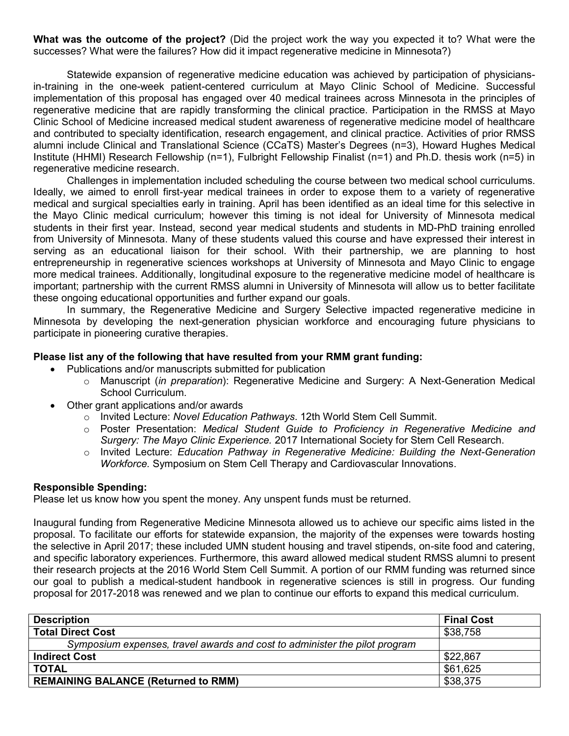**What was the outcome of the project?** (Did the project work the way you expected it to? What were the successes? What were the failures? How did it impact regenerative medicine in Minnesota?)

Statewide expansion of regenerative medicine education was achieved by participation of physicians-in-training in the one-week patient-centered curriculum at Mayo Clinic School of Medicine. Successful implementation of this proposal has engaged over 40 medical trainees across Minnesota in the principles of regenerative medicine that are rapidly transforming the clinical practice. Participation in the RMSS at Mayo Clinic School of Medicine increased medical student awareness of regenerative medicine model of healthcare and contributed to specialty identification, research engagement, and clinical practice. Activities of prior RMSS alumni include Clinical and Translational Science (CCaTS) Master's Degrees (n=3), Howard Hughes Medical Institute (HHMI) Research Fellowship (n=1), Fulbright Fellowship Finalist (n=1) and Ph.D. thesis work (n=5) in regenerative medicine research.

Challenges in implementation included scheduling the course between two medical school curriculums. Ideally, we aimed to enroll first-year medical trainees in order to expose them to a variety of regenerative medical and surgical specialties early in training. April has been identified as an ideal time for this selective in the Mayo Clinic medical curriculum; however this timing is not ideal for University of Minnesota medical students in their first year. Instead, second year medical students and students in MD-PhD training enrolled from University of Minnesota. Many of these students valued this course and have expressed their interest in serving as an educational liaison for their school. With their partnership, we are planning to host entrepreneurship in regenerative sciences workshops at University of Minnesota and Mayo Clinic to engage more medical trainees. Additionally, longitudinal exposure to the regenerative medicine model of healthcare is important; partnership with the current RMSS alumni in University of Minnesota will allow us to better facilitate these ongoing educational opportunities and further expand our goals.

In summary, the Regenerative Medicine and Surgery Selective impacted regenerative medicine in Minnesota by developing the next-generation physician workforce and encouraging future physicians to participate in pioneering curative therapies.

**Please list any of the following that have resulted from your RMM grant funding:**

- Publications and/or manuscripts submitted for publication
  - Manuscript (*in preparation*): Regenerative Medicine and Surgery: A Next-Generation Medical School Curriculum.
- Other grant applications and/or awards
  - Invited Lecture: *Novel Education Pathways.* 12th World Stem Cell Summit.
  - Poster Presentation: *Medical Student Guide to Proficiency in Regenerative Medicine and Surgery: The Mayo Clinic Experience.* 2017 International Society for Stem Cell Research.
  - Invited Lecture: *Education Pathway in Regenerative Medicine: Building the Next-Generation Workforce.* Symposium on Stem Cell Therapy and Cardiovascular Innovations.

**Responsible Spending:**
Please let us know how you spent the money. Any unspent funds must be returned.

Inaugural funding from Regenerative Medicine Minnesota allowed us to achieve our specific aims listed in the proposal. To facilitate our efforts for statewide expansion, the majority of the expenses were towards hosting the selective in April 2017; these included UMN student housing and travel stipends, on-site food and catering, and specific laboratory experiences. Furthermore, this award allowed medical student RMSS alumni to present their research projects at the 2016 World Stem Cell Summit. A portion of our RMM funding was returned since our goal to publish a medical-student handbook in regenerative sciences is still in progress. Our funding proposal for 2017-2018 was renewed and we plan to continue our efforts to expand this medical curriculum.

| **Description** | **Final Cost** |
|---|---|
| **Total Direct Cost** | $38,758 |
| *Symposium expenses, travel awards and cost to administer the pilot program* | |
| **Indirect Cost** | $22,867 |
| **TOTAL** | $61,625 |
| **REMAINING BALANCE (Returned to RMM)** | $38,375 |